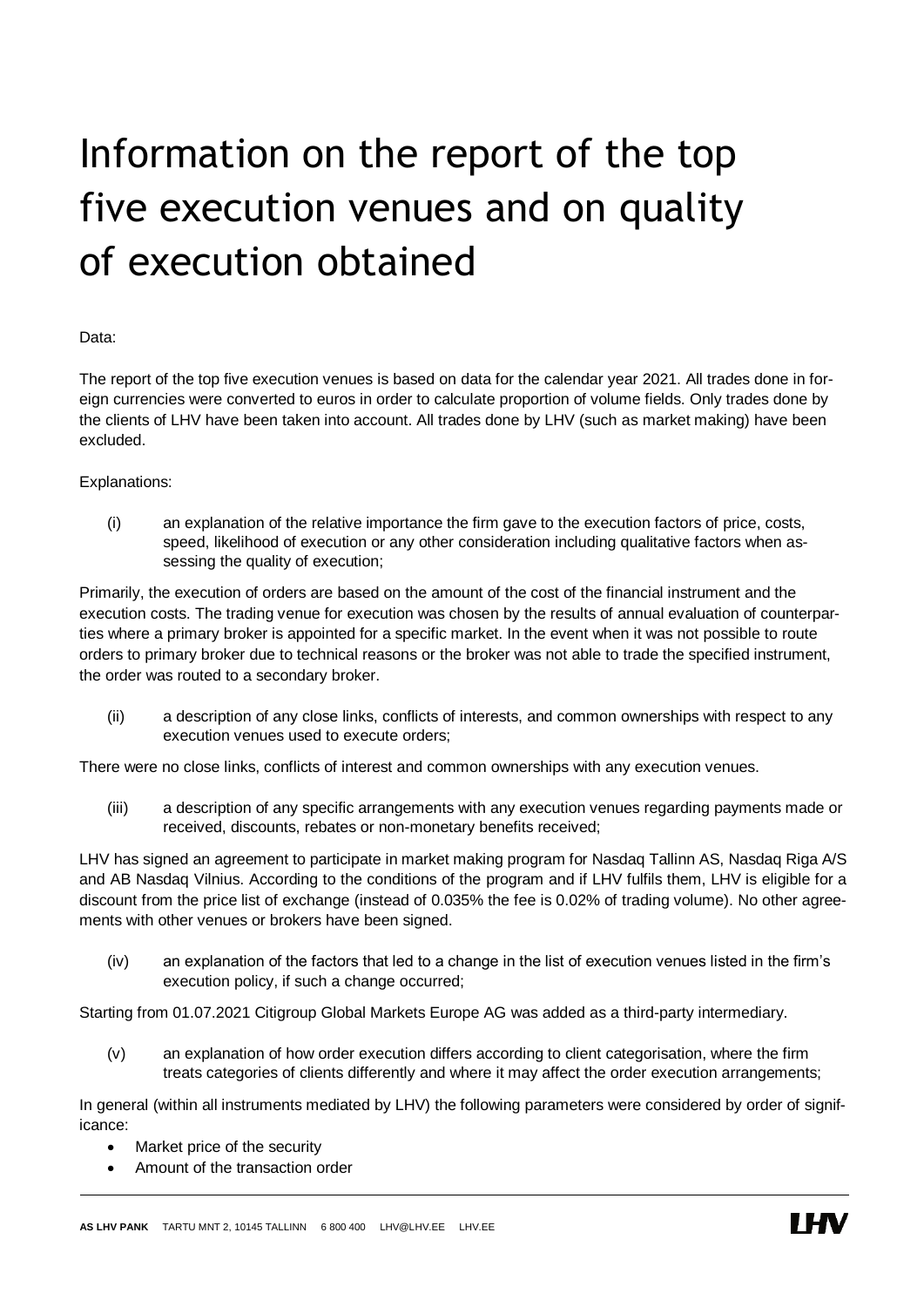# Information on the report of the top five execution venues and on quality of execution obtained

Data:

The report of the top five execution venues is based on data for the calendar year 2021. All trades done in foreign currencies were converted to euros in order to calculate proportion of volume fields. Only trades done by the clients of LHV have been taken into account. All trades done by LHV (such as market making) have been excluded.

Explanations:

(i) an explanation of the relative importance the firm gave to the execution factors of price, costs, speed, likelihood of execution or any other consideration including qualitative factors when assessing the quality of execution;

Primarily, the execution of orders are based on the amount of the cost of the financial instrument and the execution costs. The trading venue for execution was chosen by the results of annual evaluation of counterparties where a primary broker is appointed for a specific market. In the event when it was not possible to route orders to primary broker due to technical reasons or the broker was not able to trade the specified instrument, the order was routed to a secondary broker.

(ii) a description of any close links, conflicts of interests, and common ownerships with respect to any execution venues used to execute orders;

There were no close links, conflicts of interest and common ownerships with any execution venues.

(iii) a description of any specific arrangements with any execution venues regarding payments made or received, discounts, rebates or non-monetary benefits received;

LHV has signed an agreement to participate in market making program for Nasdaq Tallinn AS, Nasdaq Riga A/S and AB Nasdaq Vilnius. According to the conditions of the program and if LHV fulfils them, LHV is eligible for a discount from the price list of exchange (instead of 0.035% the fee is 0.02% of trading volume). No other agreements with other venues or brokers have been signed.

(iv) an explanation of the factors that led to a change in the list of execution venues listed in the firm's execution policy, if such a change occurred;

Starting from 01.07.2021 Citigroup Global Markets Europe AG was added as a third-party intermediary.

(v) an explanation of how order execution differs according to client categorisation, where the firm treats categories of clients differently and where it may affect the order execution arrangements;

In general (within all instruments mediated by LHV) the following parameters were considered by order of significance:

- Market price of the security
- Amount of the transaction order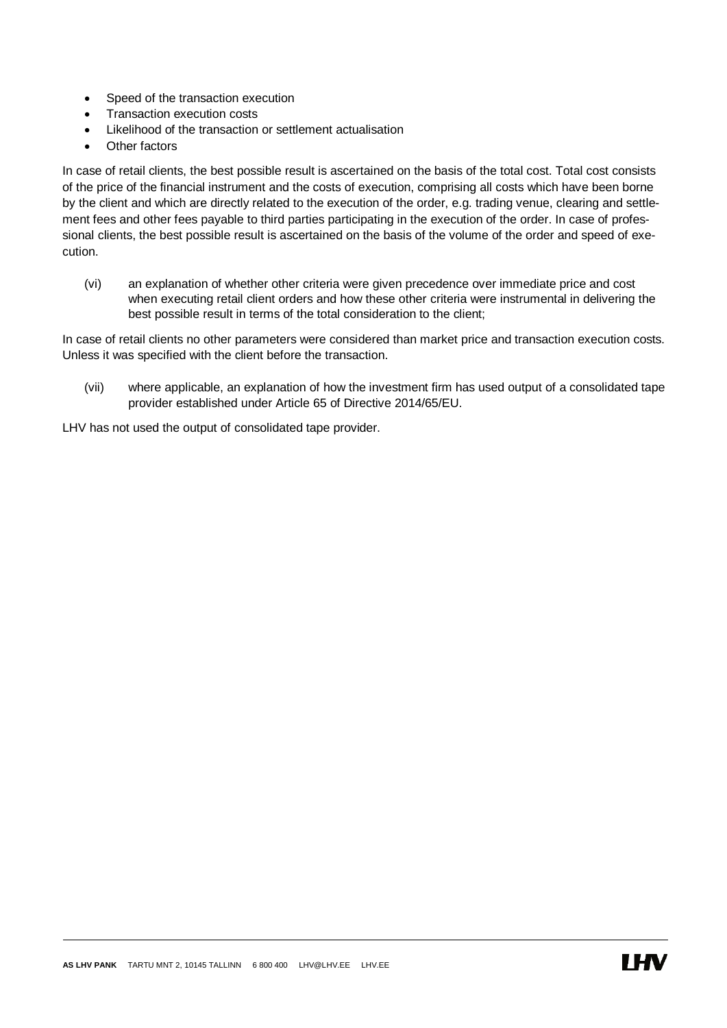- Speed of the transaction execution
- Transaction execution costs
- Likelihood of the transaction or settlement actualisation
- Other factors

In case of retail clients, the best possible result is ascertained on the basis of the total cost. Total cost consists of the price of the financial instrument and the costs of execution, comprising all costs which have been borne by the client and which are directly related to the execution of the order, e.g. trading venue, clearing and settlement fees and other fees payable to third parties participating in the execution of the order. In case of professional clients, the best possible result is ascertained on the basis of the volume of the order and speed of execution.

(vi) an explanation of whether other criteria were given precedence over immediate price and cost when executing retail client orders and how these other criteria were instrumental in delivering the best possible result in terms of the total consideration to the client;

In case of retail clients no other parameters were considered than market price and transaction execution costs. Unless it was specified with the client before the transaction.

(vii) where applicable, an explanation of how the investment firm has used output of a consolidated tape provider established under Article 65 of Directive 2014/65/EU.

LHV has not used the output of consolidated tape provider.